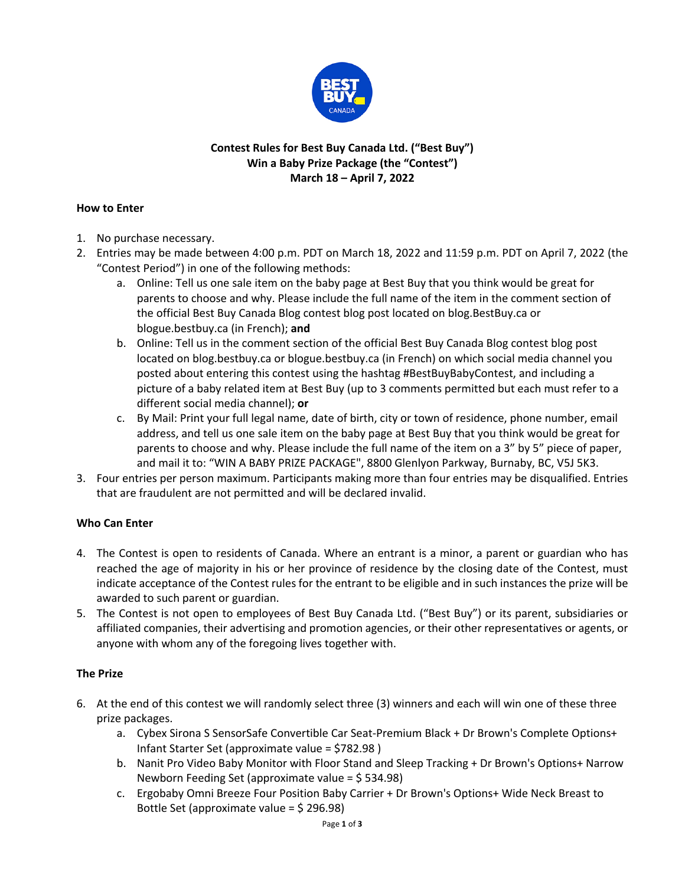**Contest Rules for Best Buy Canada Ltd. ("Best Buy")**
**Win a Baby Prize Package (the "Contest")**
**March 18 – April 7, 2022**

**How to Enter**

1. No purchase necessary.
2. Entries may be made between 4:00 p.m. PDT on March 18, 2022 and 11:59 p.m. PDT on April 7, 2022 (the "Contest Period") in one of the following methods:
   a. Online: Tell us one sale item on the baby page at Best Buy that you think would be great for parents to choose and why. Please include the full name of the item in the comment section of the official Best Buy Canada Blog contest blog post located on blog.BestBuy.ca or blogue.bestbuy.ca (in French); **and**
   b. Online: Tell us in the comment section of the official Best Buy Canada Blog contest blog post located on blog.bestbuy.ca or blogue.bestbuy.ca (in French) on which social media channel you posted about entering this contest using the hashtag #BestBuyBabyContest, and including a picture of a baby related item at Best Buy (up to 3 comments permitted but each must refer to a different social media channel); **or**
   c. By Mail: Print your full legal name, date of birth, city or town of residence, phone number, email address, and tell us one sale item on the baby page at Best Buy that you think would be great for parents to choose and why. Please include the full name of the item on a 3" by 5" piece of paper, and mail it to: "WIN A BABY PRIZE PACKAGE", 8800 Glenlyon Parkway, Burnaby, BC, V5J 5K3.
3. Four entries per person maximum. Participants making more than four entries may be disqualified. Entries that are fraudulent are not permitted and will be declared invalid.

**Who Can Enter**

4. The Contest is open to residents of Canada. Where an entrant is a minor, a parent or guardian who has reached the age of majority in his or her province of residence by the closing date of the Contest, must indicate acceptance of the Contest rules for the entrant to be eligible and in such instances the prize will be awarded to such parent or guardian.
5. The Contest is not open to employees of Best Buy Canada Ltd. ("Best Buy") or its parent, subsidiaries or affiliated companies, their advertising and promotion agencies, or their other representatives or agents, or anyone with whom any of the foregoing lives together with.

**The Prize**

6. At the end of this contest we will randomly select three (3) winners and each will win one of these three prize packages.
   a. Cybex Sirona S SensorSafe Convertible Car Seat-Premium Black + Dr Brown's Complete Options+ Infant Starter Set (approximate value = $782.98 )
   b. Nanit Pro Video Baby Monitor with Floor Stand and Sleep Tracking + Dr Brown's Options+ Narrow Newborn Feeding Set (approximate value = $ 534.98)
   c. Ergobaby Omni Breeze Four Position Baby Carrier + Dr Brown's Options+ Wide Neck Breast to Bottle Set (approximate value = $ 296.98)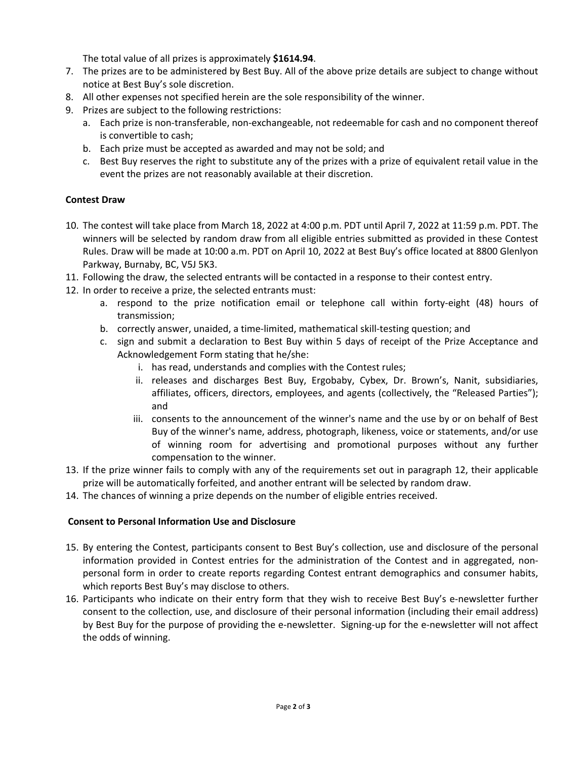The total value of all prizes is approximately **$1614.94**.

7. The prizes are to be administered by Best Buy. All of the above prize details are subject to change without notice at Best Buy's sole discretion.
8. All other expenses not specified herein are the sole responsibility of the winner.
9. Prizes are subject to the following restrictions:
    a. Each prize is non-transferable, non-exchangeable, not redeemable for cash and no component thereof is convertible to cash;
    b. Each prize must be accepted as awarded and may not be sold; and
    c. Best Buy reserves the right to substitute any of the prizes with a prize of equivalent retail value in the event the prizes are not reasonably available at their discretion.

**Contest Draw**

10. The contest will take place from March 18, 2022 at 4:00 p.m. PDT until April 7, 2022 at 11:59 p.m. PDT. The winners will be selected by random draw from all eligible entries submitted as provided in these Contest Rules. Draw will be made at 10:00 a.m. PDT on April 10, 2022 at Best Buy's office located at 8800 Glenlyon Parkway, Burnaby, BC, V5J 5K3.
11. Following the draw, the selected entrants will be contacted in a response to their contest entry.
12. In order to receive a prize, the selected entrants must:
    a. respond to the prize notification email or telephone call within forty-eight (48) hours of transmission;
    b. correctly answer, unaided, a time-limited, mathematical skill-testing question; and
    c. sign and submit a declaration to Best Buy within 5 days of receipt of the Prize Acceptance and Acknowledgement Form stating that he/she:
        i. has read, understands and complies with the Contest rules;
        ii. releases and discharges Best Buy, Ergobaby, Cybex, Dr. Brown's, Nanit, subsidiaries, affiliates, officers, directors, employees, and agents (collectively, the "Released Parties"); and
        iii. consents to the announcement of the winner's name and the use by or on behalf of Best Buy of the winner's name, address, photograph, likeness, voice or statements, and/or use of winning room for advertising and promotional purposes without any further compensation to the winner.
13. If the prize winner fails to comply with any of the requirements set out in paragraph 12, their applicable prize will be automatically forfeited, and another entrant will be selected by random draw.
14. The chances of winning a prize depends on the number of eligible entries received.

**Consent to Personal Information Use and Disclosure**

15. By entering the Contest, participants consent to Best Buy's collection, use and disclosure of the personal information provided in Contest entries for the administration of the Contest and in aggregated, non-personal form in order to create reports regarding Contest entrant demographics and consumer habits, which reports Best Buy's may disclose to others.
16. Participants who indicate on their entry form that they wish to receive Best Buy's e-newsletter further consent to the collection, use, and disclosure of their personal information (including their email address) by Best Buy for the purpose of providing the e-newsletter. Signing-up for the e-newsletter will not affect the odds of winning.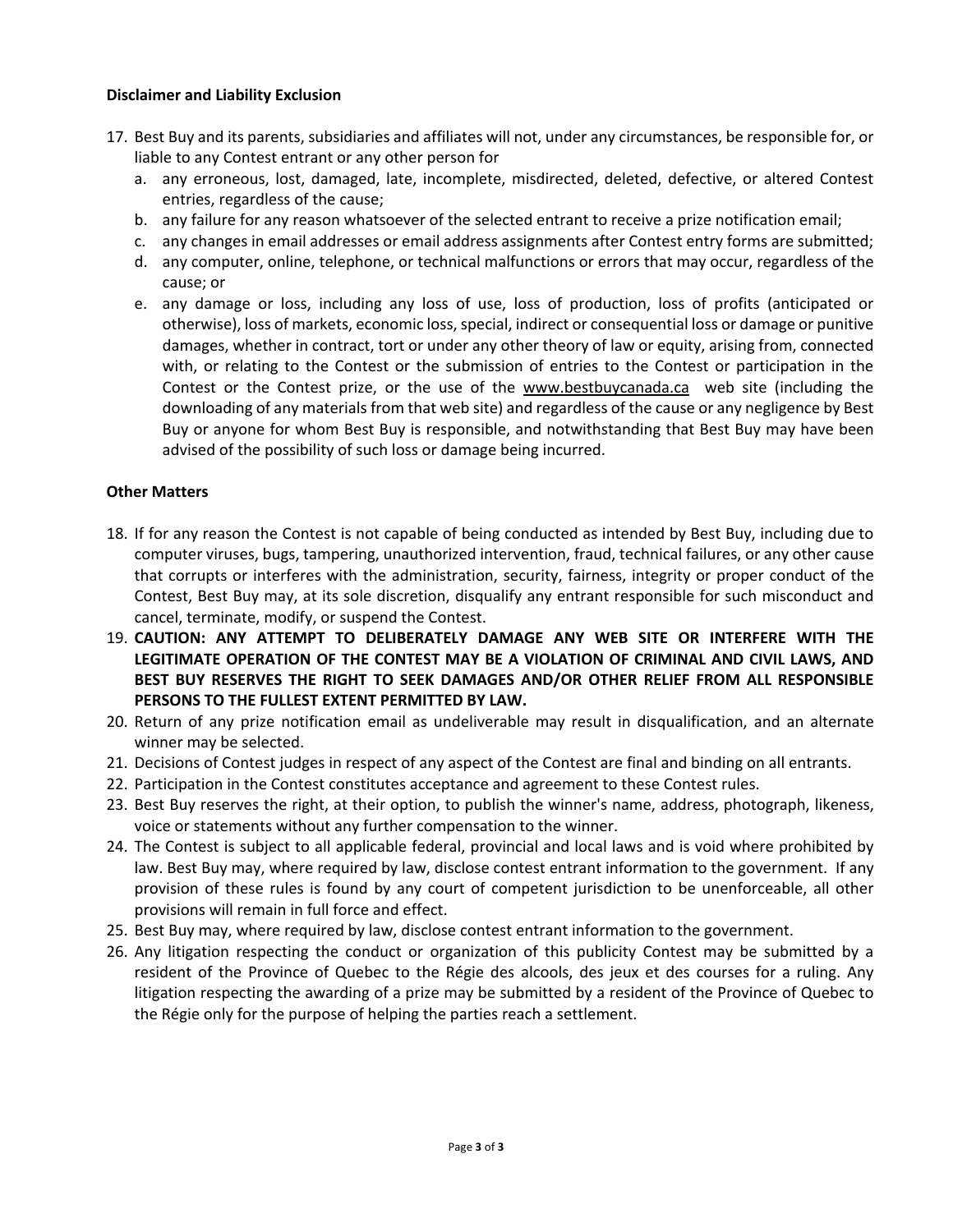**Disclaimer and Liability Exclusion**

17. Best Buy and its parents, subsidiaries and affiliates will not, under any circumstances, be responsible for, or liable to any Contest entrant or any other person for
    a. any erroneous, lost, damaged, late, incomplete, misdirected, deleted, defective, or altered Contest entries, regardless of the cause;
    b. any failure for any reason whatsoever of the selected entrant to receive a prize notification email;
    c. any changes in email addresses or email address assignments after Contest entry forms are submitted;
    d. any computer, online, telephone, or technical malfunctions or errors that may occur, regardless of the cause; or
    e. any damage or loss, including any loss of use, loss of production, loss of profits (anticipated or otherwise), loss of markets, economic loss, special, indirect or consequential loss or damage or punitive damages, whether in contract, tort or under any other theory of law or equity, arising from, connected with, or relating to the Contest or the submission of entries to the Contest or participation in the Contest or the Contest prize, or the use of the www.bestbuycanada.ca web site (including the downloading of any materials from that web site) and regardless of the cause or any negligence by Best Buy or anyone for whom Best Buy is responsible, and notwithstanding that Best Buy may have been advised of the possibility of such loss or damage being incurred.

**Other Matters**

18. If for any reason the Contest is not capable of being conducted as intended by Best Buy, including due to computer viruses, bugs, tampering, unauthorized intervention, fraud, technical failures, or any other cause that corrupts or interferes with the administration, security, fairness, integrity or proper conduct of the Contest, Best Buy may, at its sole discretion, disqualify any entrant responsible for such misconduct and cancel, terminate, modify, or suspend the Contest.
19. **CAUTION: ANY ATTEMPT TO DELIBERATELY DAMAGE ANY WEB SITE OR INTERFERE WITH THE LEGITIMATE OPERATION OF THE CONTEST MAY BE A VIOLATION OF CRIMINAL AND CIVIL LAWS, AND BEST BUY RESERVES THE RIGHT TO SEEK DAMAGES AND/OR OTHER RELIEF FROM ALL RESPONSIBLE PERSONS TO THE FULLEST EXTENT PERMITTED BY LAW.**
20. Return of any prize notification email as undeliverable may result in disqualification, and an alternate winner may be selected.
21. Decisions of Contest judges in respect of any aspect of the Contest are final and binding on all entrants.
22. Participation in the Contest constitutes acceptance and agreement to these Contest rules.
23. Best Buy reserves the right, at their option, to publish the winner's name, address, photograph, likeness, voice or statements without any further compensation to the winner.
24. The Contest is subject to all applicable federal, provincial and local laws and is void where prohibited by law. Best Buy may, where required by law, disclose contest entrant information to the government. If any provision of these rules is found by any court of competent jurisdiction to be unenforceable, all other provisions will remain in full force and effect.
25. Best Buy may, where required by law, disclose contest entrant information to the government.
26. Any litigation respecting the conduct or organization of this publicity Contest may be submitted by a resident of the Province of Quebec to the Régie des alcools, des jeux et des courses for a ruling. Any litigation respecting the awarding of a prize may be submitted by a resident of the Province of Quebec to the Régie only for the purpose of helping the parties reach a settlement.